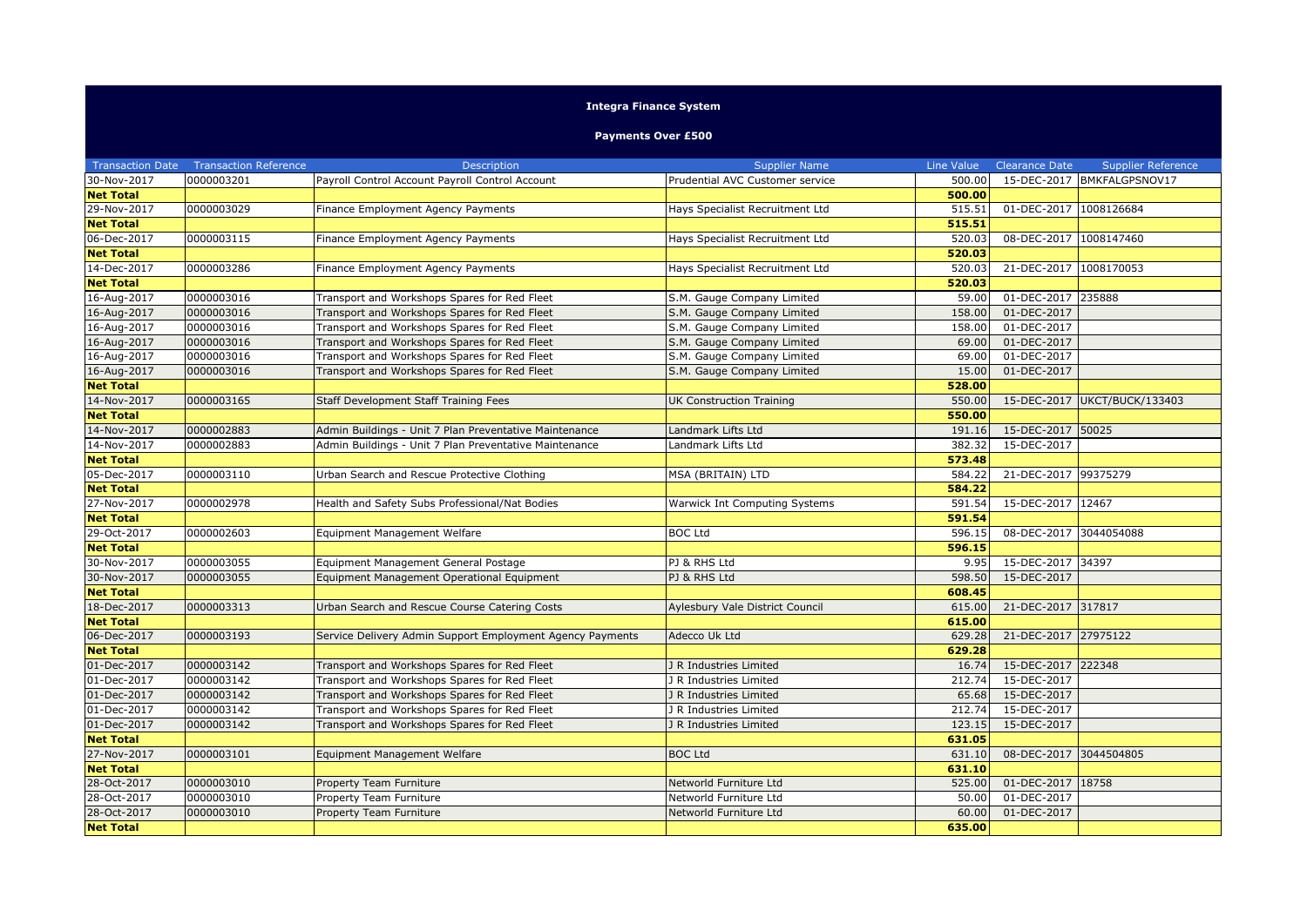# Integra Finance System

## Payments Over £500

| Transaction Date | Transaction Reference | Description | Supplier Name | Line Value | Clearance Date | Supplier Reference |
|---|---|---|---|---|---|---|
| 30-Nov-2017 | 0000003201 | Payroll Control Account Payroll Control Account | Prudential AVC Customer service | 500.00 | 15-DEC-2017 | BMKFALGPSNOV17 |
| **Net Total** | | | | **500.00** | | |
| 29-Nov-2017 | 0000003029 | Finance Employment Agency Payments | Hays Specialist Recruitment Ltd | 515.51 | 01-DEC-2017 | 1008126684 |
| **Net Total** | | | | **515.51** | | |
| 06-Dec-2017 | 0000003115 | Finance Employment Agency Payments | Hays Specialist Recruitment Ltd | 520.03 | 08-DEC-2017 | 1008147460 |
| **Net Total** | | | | **520.03** | | |
| 14-Dec-2017 | 0000003286 | Finance Employment Agency Payments | Hays Specialist Recruitment Ltd | 520.03 | 21-DEC-2017 | 1008170053 |
| **Net Total** | | | | **520.03** | | |
| 16-Aug-2017 | 0000003016 | Transport and Workshops Spares for Red Fleet | S.M. Gauge Company Limited | 59.00 | 01-DEC-2017 | 235888 |
| 16-Aug-2017 | 0000003016 | Transport and Workshops Spares for Red Fleet | S.M. Gauge Company Limited | 158.00 | 01-DEC-2017 | |
| 16-Aug-2017 | 0000003016 | Transport and Workshops Spares for Red Fleet | S.M. Gauge Company Limited | 158.00 | 01-DEC-2017 | |
| 16-Aug-2017 | 0000003016 | Transport and Workshops Spares for Red Fleet | S.M. Gauge Company Limited | 69.00 | 01-DEC-2017 | |
| 16-Aug-2017 | 0000003016 | Transport and Workshops Spares for Red Fleet | S.M. Gauge Company Limited | 69.00 | 01-DEC-2017 | |
| 16-Aug-2017 | 0000003016 | Transport and Workshops Spares for Red Fleet | S.M. Gauge Company Limited | 15.00 | 01-DEC-2017 | |
| **Net Total** | | | | **528.00** | | |
| 14-Nov-2017 | 0000003165 | Staff Development Staff Training Fees | UK Construction Training | 550.00 | 15-DEC-2017 | UKCT/BUCK/133403 |
| **Net Total** | | | | **550.00** | | |
| 14-Nov-2017 | 0000002883 | Admin Buildings - Unit 7 Plan Preventative Maintenance | Landmark Lifts Ltd | 191.16 | 15-DEC-2017 | 50025 |
| 14-Nov-2017 | 0000002883 | Admin Buildings - Unit 7 Plan Preventative Maintenance | Landmark Lifts Ltd | 382.32 | 15-DEC-2017 | |
| **Net Total** | | | | **573.48** | | |
| 05-Dec-2017 | 0000003110 | Urban Search and Rescue Protective Clothing | MSA (BRITAIN) LTD | 584.22 | 21-DEC-2017 | 99375279 |
| **Net Total** | | | | **584.22** | | |
| 27-Nov-2017 | 0000002978 | Health and Safety Subs Professional/Nat Bodies | Warwick Int Computing Systems | 591.54 | 15-DEC-2017 | 12467 |
| **Net Total** | | | | **591.54** | | |
| 29-Oct-2017 | 0000002603 | Equipment Management Welfare | BOC Ltd | 596.15 | 08-DEC-2017 | 3044054088 |
| **Net Total** | | | | **596.15** | | |
| 30-Nov-2017 | 0000003055 | Equipment Management General Postage | PJ & RHS Ltd | 9.95 | 15-DEC-2017 | 34397 |
| 30-Nov-2017 | 0000003055 | Equipment Management Operational Equipment | PJ & RHS Ltd | 598.50 | 15-DEC-2017 | |
| **Net Total** | | | | **608.45** | | |
| 18-Dec-2017 | 0000003313 | Urban Search and Rescue Course Catering Costs | Aylesbury Vale District Council | 615.00 | 21-DEC-2017 | 317817 |
| **Net Total** | | | | **615.00** | | |
| 06-Dec-2017 | 0000003193 | Service Delivery Admin Support Employment Agency Payments | Adecco Uk Ltd | 629.28 | 21-DEC-2017 | 27975122 |
| **Net Total** | | | | **629.28** | | |
| 01-Dec-2017 | 0000003142 | Transport and Workshops Spares for Red Fleet | J R Industries Limited | 16.74 | 15-DEC-2017 | 222348 |
| 01-Dec-2017 | 0000003142 | Transport and Workshops Spares for Red Fleet | J R Industries Limited | 212.74 | 15-DEC-2017 | |
| 01-Dec-2017 | 0000003142 | Transport and Workshops Spares for Red Fleet | J R Industries Limited | 65.68 | 15-DEC-2017 | |
| 01-Dec-2017 | 0000003142 | Transport and Workshops Spares for Red Fleet | J R Industries Limited | 212.74 | 15-DEC-2017 | |
| 01-Dec-2017 | 0000003142 | Transport and Workshops Spares for Red Fleet | J R Industries Limited | 123.15 | 15-DEC-2017 | |
| **Net Total** | | | | **631.05** | | |
| 27-Nov-2017 | 0000003101 | Equipment Management Welfare | BOC Ltd | 631.10 | 08-DEC-2017 | 3044504805 |
| **Net Total** | | | | **631.10** | | |
| 28-Oct-2017 | 0000003010 | Property Team Furniture | Networld Furniture Ltd | 525.00 | 01-DEC-2017 | 18758 |
| 28-Oct-2017 | 0000003010 | Property Team Furniture | Networld Furniture Ltd | 50.00 | 01-DEC-2017 | |
| 28-Oct-2017 | 0000003010 | Property Team Furniture | Networld Furniture Ltd | 60.00 | 01-DEC-2017 | |
| **Net Total** | | | | **635.00** | | |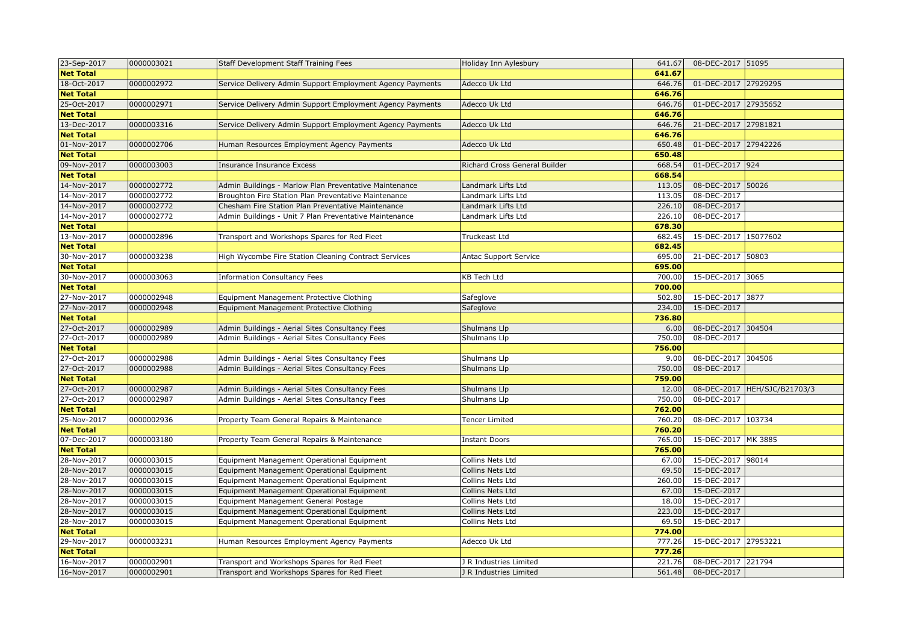| | | | | | | |
|---|---|---|---|---|---|---|
| 23-Sep-2017 | 0000003021 | Staff Development Staff Training Fees | Holiday Inn Aylesbury | 641.67 | 08-DEC-2017 | 51095 |
| **Net Total** | | | | **641.67** | | |
| 18-Oct-2017 | 0000002972 | Service Delivery Admin Support Employment Agency Payments | Adecco Uk Ltd | 646.76 | 01-DEC-2017 | 27929295 |
| **Net Total** | | | | **646.76** | | |
| 25-Oct-2017 | 0000002971 | Service Delivery Admin Support Employment Agency Payments | Adecco Uk Ltd | 646.76 | 01-DEC-2017 | 27935652 |
| **Net Total** | | | | **646.76** | | |
| 13-Dec-2017 | 0000003316 | Service Delivery Admin Support Employment Agency Payments | Adecco Uk Ltd | 646.76 | 21-DEC-2017 | 27981821 |
| **Net Total** | | | | **646.76** | | |
| 01-Nov-2017 | 0000002706 | Human Resources Employment Agency Payments | Adecco Uk Ltd | 650.48 | 01-DEC-2017 | 27942226 |
| **Net Total** | | | | **650.48** | | |
| 09-Nov-2017 | 0000003003 | Insurance Insurance Excess | Richard Cross General Builder | 668.54 | 01-DEC-2017 | 924 |
| **Net Total** | | | | **668.54** | | |
| 14-Nov-2017 | 0000002772 | Admin Buildings - Marlow Plan Preventative Maintenance | Landmark Lifts Ltd | 113.05 | 08-DEC-2017 | 50026 |
| 14-Nov-2017 | 0000002772 | Broughton Fire Station Plan Preventative Maintenance | Landmark Lifts Ltd | 113.05 | 08-DEC-2017 | |
| 14-Nov-2017 | 0000002772 | Chesham Fire Station Plan Preventative Maintenance | Landmark Lifts Ltd | 226.10 | 08-DEC-2017 | |
| 14-Nov-2017 | 0000002772 | Admin Buildings - Unit 7 Plan Preventative Maintenance | Landmark Lifts Ltd | 226.10 | 08-DEC-2017 | |
| **Net Total** | | | | **678.30** | | |
| 13-Nov-2017 | 0000002896 | Transport and Workshops Spares for Red Fleet | Truckeast Ltd | 682.45 | 15-DEC-2017 | 15077602 |
| **Net Total** | | | | **682.45** | | |
| 30-Nov-2017 | 0000003238 | High Wycombe Fire Station Cleaning Contract Services | Antac Support Service | 695.00 | 21-DEC-2017 | 50803 |
| **Net Total** | | | | **695.00** | | |
| 30-Nov-2017 | 0000003063 | Information Consultancy Fees | KB Tech Ltd | 700.00 | 15-DEC-2017 | 3065 |
| **Net Total** | | | | **700.00** | | |
| 27-Nov-2017 | 0000002948 | Equipment Management Protective Clothing | Safeglove | 502.80 | 15-DEC-2017 | 3877 |
| 27-Nov-2017 | 0000002948 | Equipment Management Protective Clothing | Safeglove | 234.00 | 15-DEC-2017 | |
| **Net Total** | | | | **736.80** | | |
| 27-Oct-2017 | 0000002989 | Admin Buildings - Aerial Sites Consultancy Fees | Shulmans Llp | 6.00 | 08-DEC-2017 | 304504 |
| 27-Oct-2017 | 0000002989 | Admin Buildings - Aerial Sites Consultancy Fees | Shulmans Llp | 750.00 | 08-DEC-2017 | |
| **Net Total** | | | | **756.00** | | |
| 27-Oct-2017 | 0000002988 | Admin Buildings - Aerial Sites Consultancy Fees | Shulmans Llp | 9.00 | 08-DEC-2017 | 304506 |
| 27-Oct-2017 | 0000002988 | Admin Buildings - Aerial Sites Consultancy Fees | Shulmans Llp | 750.00 | 08-DEC-2017 | |
| **Net Total** | | | | **759.00** | | |
| 27-Oct-2017 | 0000002987 | Admin Buildings - Aerial Sites Consultancy Fees | Shulmans Llp | 12.00 | 08-DEC-2017 | HEH/SJC/B21703/3 |
| 27-Oct-2017 | 0000002987 | Admin Buildings - Aerial Sites Consultancy Fees | Shulmans Llp | 750.00 | 08-DEC-2017 | |
| **Net Total** | | | | **762.00** | | |
| 25-Nov-2017 | 0000002936 | Property Team General Repairs & Maintenance | Tencer Limited | 760.20 | 08-DEC-2017 | 103734 |
| **Net Total** | | | | **760.20** | | |
| 07-Dec-2017 | 0000003180 | Property Team General Repairs & Maintenance | Instant Doors | 765.00 | 15-DEC-2017 | MK 3885 |
| **Net Total** | | | | **765.00** | | |
| 28-Nov-2017 | 0000003015 | Equipment Management Operational Equipment | Collins Nets Ltd | 67.00 | 15-DEC-2017 | 98014 |
| 28-Nov-2017 | 0000003015 | Equipment Management Operational Equipment | Collins Nets Ltd | 69.50 | 15-DEC-2017 | |
| 28-Nov-2017 | 0000003015 | Equipment Management Operational Equipment | Collins Nets Ltd | 260.00 | 15-DEC-2017 | |
| 28-Nov-2017 | 0000003015 | Equipment Management Operational Equipment | Collins Nets Ltd | 67.00 | 15-DEC-2017 | |
| 28-Nov-2017 | 0000003015 | Equipment Management General Postage | Collins Nets Ltd | 18.00 | 15-DEC-2017 | |
| 28-Nov-2017 | 0000003015 | Equipment Management Operational Equipment | Collins Nets Ltd | 223.00 | 15-DEC-2017 | |
| 28-Nov-2017 | 0000003015 | Equipment Management Operational Equipment | Collins Nets Ltd | 69.50 | 15-DEC-2017 | |
| **Net Total** | | | | **774.00** | | |
| 29-Nov-2017 | 0000003231 | Human Resources Employment Agency Payments | Adecco Uk Ltd | 777.26 | 15-DEC-2017 | 27953221 |
| **Net Total** | | | | **777.26** | | |
| 16-Nov-2017 | 0000002901 | Transport and Workshops Spares for Red Fleet | J R Industries Limited | 221.76 | 08-DEC-2017 | 221794 |
| 16-Nov-2017 | 0000002901 | Transport and Workshops Spares for Red Fleet | J R Industries Limited | 561.48 | 08-DEC-2017 | |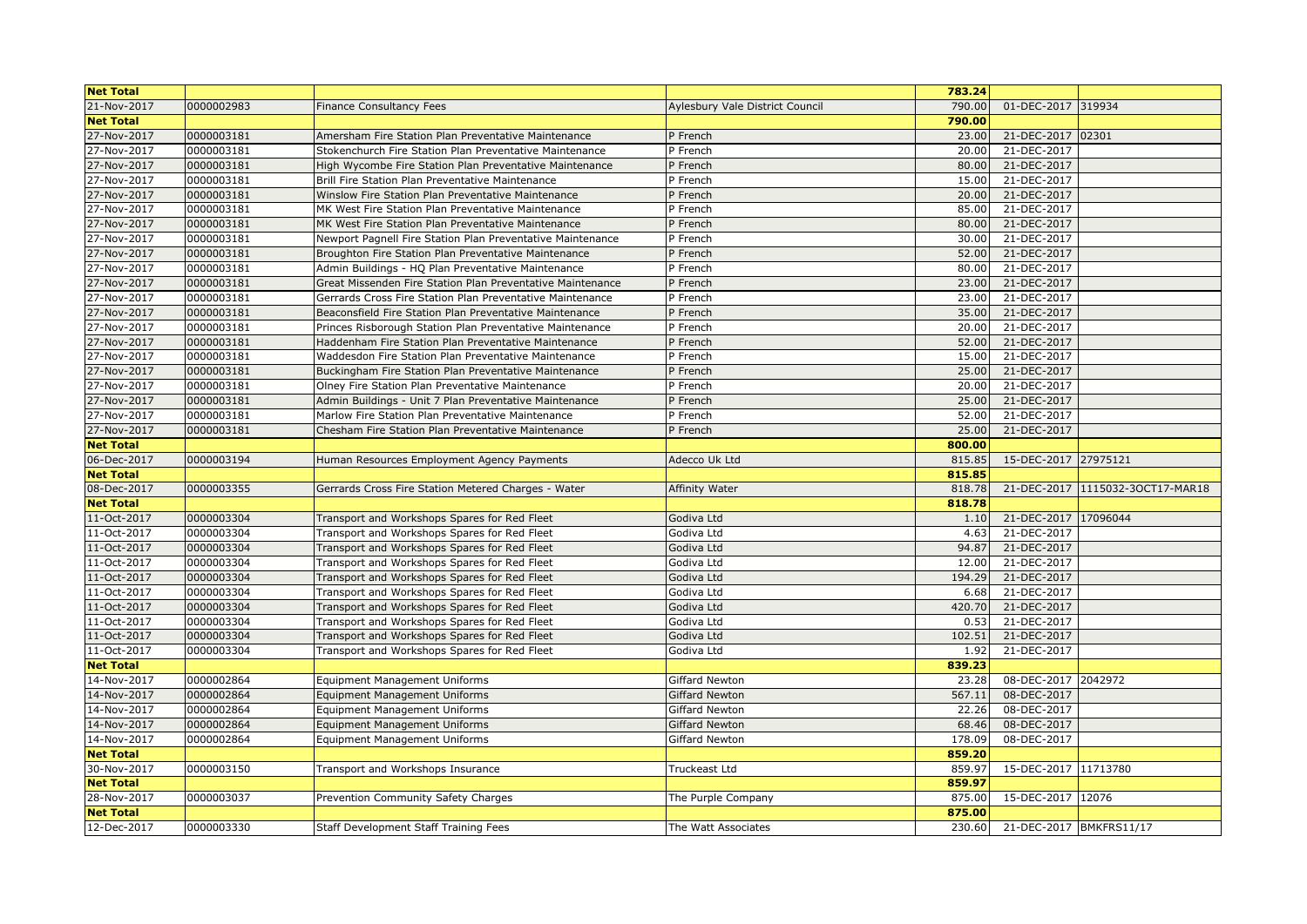| Net Total | | | | 783.24 | | |
|---|---|---|---|---|---|---|
| 21-Nov-2017 | 0000002983 | Finance Consultancy Fees | Aylesbury Vale District Council | 790.00 | 01-DEC-2017 | 319934 |
| Net Total | | | | 790.00 | | |
| 27-Nov-2017 | 0000003181 | Amersham Fire Station Plan Preventative Maintenance | P French | 23.00 | 21-DEC-2017 | 02301 |
| 27-Nov-2017 | 0000003181 | Stokenchurch Fire Station Plan Preventative Maintenance | P French | 20.00 | 21-DEC-2017 | |
| 27-Nov-2017 | 0000003181 | High Wycombe Fire Station Plan Preventative Maintenance | P French | 80.00 | 21-DEC-2017 | |
| 27-Nov-2017 | 0000003181 | Brill Fire Station Plan Preventative Maintenance | P French | 15.00 | 21-DEC-2017 | |
| 27-Nov-2017 | 0000003181 | Winslow Fire Station Plan Preventative Maintenance | P French | 20.00 | 21-DEC-2017 | |
| 27-Nov-2017 | 0000003181 | MK West Fire Station Plan Preventative Maintenance | P French | 85.00 | 21-DEC-2017 | |
| 27-Nov-2017 | 0000003181 | MK West Fire Station Plan Preventative Maintenance | P French | 80.00 | 21-DEC-2017 | |
| 27-Nov-2017 | 0000003181 | Newport Pagnell Fire Station Plan Preventative Maintenance | P French | 30.00 | 21-DEC-2017 | |
| 27-Nov-2017 | 0000003181 | Broughton Fire Station Plan Preventative Maintenance | P French | 52.00 | 21-DEC-2017 | |
| 27-Nov-2017 | 0000003181 | Admin Buildings - HQ Plan Preventative Maintenance | P French | 80.00 | 21-DEC-2017 | |
| 27-Nov-2017 | 0000003181 | Great Missenden Fire Station Plan Preventative Maintenance | P French | 23.00 | 21-DEC-2017 | |
| 27-Nov-2017 | 0000003181 | Gerrards Cross Fire Station Plan Preventative Maintenance | P French | 23.00 | 21-DEC-2017 | |
| 27-Nov-2017 | 0000003181 | Beaconsfield Fire Station Plan Preventative Maintenance | P French | 35.00 | 21-DEC-2017 | |
| 27-Nov-2017 | 0000003181 | Princes Risborough Station Plan Preventative Maintenance | P French | 20.00 | 21-DEC-2017 | |
| 27-Nov-2017 | 0000003181 | Haddenham Fire Station Plan Preventative Maintenance | P French | 52.00 | 21-DEC-2017 | |
| 27-Nov-2017 | 0000003181 | Waddesdon Fire Station Plan Preventative Maintenance | P French | 15.00 | 21-DEC-2017 | |
| 27-Nov-2017 | 0000003181 | Buckingham Fire Station Plan Preventative Maintenance | P French | 25.00 | 21-DEC-2017 | |
| 27-Nov-2017 | 0000003181 | Olney Fire Station Plan Preventative Maintenance | P French | 20.00 | 21-DEC-2017 | |
| 27-Nov-2017 | 0000003181 | Admin Buildings - Unit 7 Plan Preventative Maintenance | P French | 25.00 | 21-DEC-2017 | |
| 27-Nov-2017 | 0000003181 | Marlow Fire Station Plan Preventative Maintenance | P French | 52.00 | 21-DEC-2017 | |
| 27-Nov-2017 | 0000003181 | Chesham Fire Station Plan Preventative Maintenance | P French | 25.00 | 21-DEC-2017 | |
| Net Total | | | | 800.00 | | |
| 06-Dec-2017 | 0000003194 | Human Resources Employment Agency Payments | Adecco Uk Ltd | 815.85 | 15-DEC-2017 | 27975121 |
| Net Total | | | | 815.85 | | |
| 08-Dec-2017 | 0000003355 | Gerrards Cross Fire Station Metered Charges - Water | Affinity Water | 818.78 | 21-DEC-2017 | 1115032-3OCT17-MAR18 |
| Net Total | | | | 818.78 | | |
| 11-Oct-2017 | 0000003304 | Transport and Workshops Spares for Red Fleet | Godiva Ltd | 1.10 | 21-DEC-2017 | 17096044 |
| 11-Oct-2017 | 0000003304 | Transport and Workshops Spares for Red Fleet | Godiva Ltd | 4.63 | 21-DEC-2017 | |
| 11-Oct-2017 | 0000003304 | Transport and Workshops Spares for Red Fleet | Godiva Ltd | 94.87 | 21-DEC-2017 | |
| 11-Oct-2017 | 0000003304 | Transport and Workshops Spares for Red Fleet | Godiva Ltd | 12.00 | 21-DEC-2017 | |
| 11-Oct-2017 | 0000003304 | Transport and Workshops Spares for Red Fleet | Godiva Ltd | 194.29 | 21-DEC-2017 | |
| 11-Oct-2017 | 0000003304 | Transport and Workshops Spares for Red Fleet | Godiva Ltd | 6.68 | 21-DEC-2017 | |
| 11-Oct-2017 | 0000003304 | Transport and Workshops Spares for Red Fleet | Godiva Ltd | 420.70 | 21-DEC-2017 | |
| 11-Oct-2017 | 0000003304 | Transport and Workshops Spares for Red Fleet | Godiva Ltd | 0.53 | 21-DEC-2017 | |
| 11-Oct-2017 | 0000003304 | Transport and Workshops Spares for Red Fleet | Godiva Ltd | 102.51 | 21-DEC-2017 | |
| 11-Oct-2017 | 0000003304 | Transport and Workshops Spares for Red Fleet | Godiva Ltd | 1.92 | 21-DEC-2017 | |
| Net Total | | | | 839.23 | | |
| 14-Nov-2017 | 0000002864 | Equipment Management Uniforms | Giffard Newton | 23.28 | 08-DEC-2017 | 2042972 |
| 14-Nov-2017 | 0000002864 | Equipment Management Uniforms | Giffard Newton | 567.11 | 08-DEC-2017 | |
| 14-Nov-2017 | 0000002864 | Equipment Management Uniforms | Giffard Newton | 22.26 | 08-DEC-2017 | |
| 14-Nov-2017 | 0000002864 | Equipment Management Uniforms | Giffard Newton | 68.46 | 08-DEC-2017 | |
| 14-Nov-2017 | 0000002864 | Equipment Management Uniforms | Giffard Newton | 178.09 | 08-DEC-2017 | |
| Net Total | | | | 859.20 | | |
| 30-Nov-2017 | 0000003150 | Transport and Workshops Insurance | Truckeast Ltd | 859.97 | 15-DEC-2017 | 11713780 |
| Net Total | | | | 859.97 | | |
| 28-Nov-2017 | 0000003037 | Prevention Community Safety Charges | The Purple Company | 875.00 | 15-DEC-2017 | 12076 |
| Net Total | | | | 875.00 | | |
| 12-Dec-2017 | 0000003330 | Staff Development Staff Training Fees | The Watt Associates | 230.60 | 21-DEC-2017 | BMKFRS11/17 |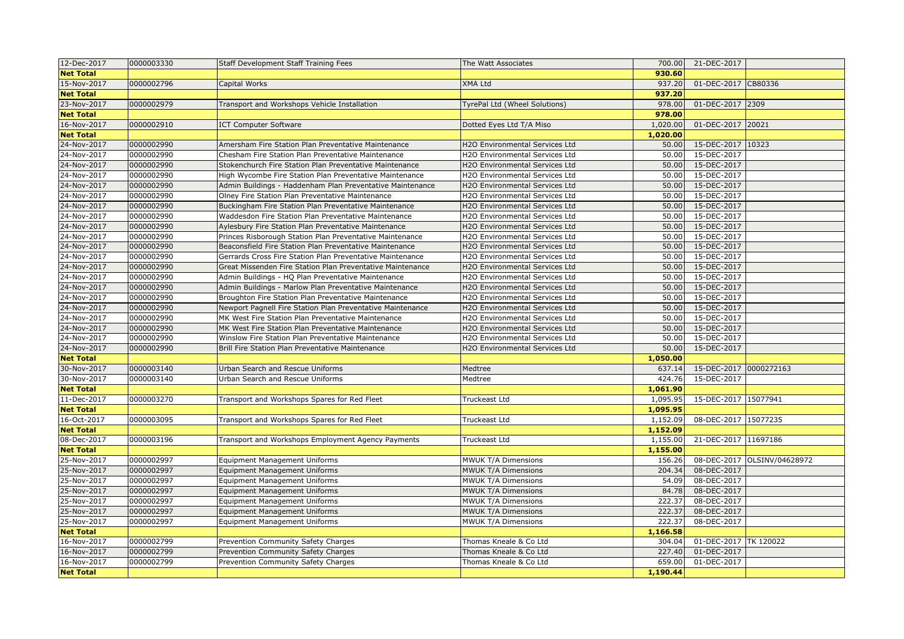| 12-Dec-2017 | 0000003330 | Staff Development Staff Training Fees | The Watt Associates | 700.00 | 21-DEC-2017 | |
|---|---|---|---|---|---|---|
| **Net Total** | | | | **930.60** | | |
| 15-Nov-2017 | 0000002796 | Capital Works | XMA Ltd | 937.20 | 01-DEC-2017 | CB80336 |
| **Net Total** | | | | **937.20** | | |
| 23-Nov-2017 | 0000002979 | Transport and Workshops Vehicle Installation | TyrePal Ltd (Wheel Solutions) | 978.00 | 01-DEC-2017 | 2309 |
| **Net Total** | | | | **978.00** | | |
| 16-Nov-2017 | 0000002910 | ICT Computer Software | Dotted Eyes Ltd T/A Miso | 1,020.00 | 01-DEC-2017 | 20021 |
| **Net Total** | | | | **1,020.00** | | |
| 24-Nov-2017 | 0000002990 | Amersham Fire Station Plan Preventative Maintenance | H2O Environmental Services Ltd | 50.00 | 15-DEC-2017 | 10323 |
| 24-Nov-2017 | 0000002990 | Chesham Fire Station Plan Preventative Maintenance | H2O Environmental Services Ltd | 50.00 | 15-DEC-2017 | |
| 24-Nov-2017 | 0000002990 | Stokenchurch Fire Station Plan Preventative Maintenance | H2O Environmental Services Ltd | 50.00 | 15-DEC-2017 | |
| 24-Nov-2017 | 0000002990 | High Wycombe Fire Station Plan Preventative Maintenance | H2O Environmental Services Ltd | 50.00 | 15-DEC-2017 | |
| 24-Nov-2017 | 0000002990 | Admin Buildings - Haddenham Plan Preventative Maintenance | H2O Environmental Services Ltd | 50.00 | 15-DEC-2017 | |
| 24-Nov-2017 | 0000002990 | Olney Fire Station Plan Preventative Maintenance | H2O Environmental Services Ltd | 50.00 | 15-DEC-2017 | |
| 24-Nov-2017 | 0000002990 | Buckingham Fire Station Plan Preventative Maintenance | H2O Environmental Services Ltd | 50.00 | 15-DEC-2017 | |
| 24-Nov-2017 | 0000002990 | Waddesdon Fire Station Plan Preventative Maintenance | H2O Environmental Services Ltd | 50.00 | 15-DEC-2017 | |
| 24-Nov-2017 | 0000002990 | Aylesbury Fire Station Plan Preventative Maintenance | H2O Environmental Services Ltd | 50.00 | 15-DEC-2017 | |
| 24-Nov-2017 | 0000002990 | Princes Risborough Fire Station Plan Preventative Maintenance | H2O Environmental Services Ltd | 50.00 | 15-DEC-2017 | |
| 24-Nov-2017 | 0000002990 | Beaconsfield Fire Station Plan Preventative Maintenance | H2O Environmental Services Ltd | 50.00 | 15-DEC-2017 | |
| 24-Nov-2017 | 0000002990 | Gerrards Cross Fire Station Plan Preventative Maintenance | H2O Environmental Services Ltd | 50.00 | 15-DEC-2017 | |
| 24-Nov-2017 | 0000002990 | Great Missenden Fire Station Plan Preventative Maintenance | H2O Environmental Services Ltd | 50.00 | 15-DEC-2017 | |
| 24-Nov-2017 | 0000002990 | Admin Buildings - HQ Plan Preventative Maintenance | H2O Environmental Services Ltd | 50.00 | 15-DEC-2017 | |
| 24-Nov-2017 | 0000002990 | Admin Buildings - Marlow Plan Preventative Maintenance | H2O Environmental Services Ltd | 50.00 | 15-DEC-2017 | |
| 24-Nov-2017 | 0000002990 | Broughton Fire Station Plan Preventative Maintenance | H2O Environmental Services Ltd | 50.00 | 15-DEC-2017 | |
| 24-Nov-2017 | 0000002990 | Newport Pagnell Fire Station Plan Preventative Maintenance | H2O Environmental Services Ltd | 50.00 | 15-DEC-2017 | |
| 24-Nov-2017 | 0000002990 | MK West Fire Station Plan Preventative Maintenance | H2O Environmental Services Ltd | 50.00 | 15-DEC-2017 | |
| 24-Nov-2017 | 0000002990 | MK West Fire Station Plan Preventative Maintenance | H2O Environmental Services Ltd | 50.00 | 15-DEC-2017 | |
| 24-Nov-2017 | 0000002990 | Winslow Fire Station Plan Preventative Maintenance | H2O Environmental Services Ltd | 50.00 | 15-DEC-2017 | |
| 24-Nov-2017 | 0000002990 | Brill Fire Station Plan Preventative Maintenance | H2O Environmental Services Ltd | 50.00 | 15-DEC-2017 | |
| **Net Total** | | | | **1,050.00** | | |
| 30-Nov-2017 | 0000003140 | Urban Search and Rescue Uniforms | Medtree | 637.14 | 15-DEC-2017 | 0000272163 |
| 30-Nov-2017 | 0000003140 | Urban Search and Rescue Uniforms | Medtree | 424.76 | 15-DEC-2017 | |
| **Net Total** | | | | **1,061.90** | | |
| 11-Dec-2017 | 0000003270 | Transport and Workshops Spares for Red Fleet | Truckeast Ltd | 1,095.95 | 15-DEC-2017 | 15077941 |
| **Net Total** | | | | **1,095.95** | | |
| 16-Oct-2017 | 0000003095 | Transport and Workshops Spares for Red Fleet | Truckeast Ltd | 1,152.09 | 08-DEC-2017 | 15077235 |
| **Net Total** | | | | **1,152.09** | | |
| 08-Dec-2017 | 0000003196 | Transport and Workshops Employment Agency Payments | Truckeast Ltd | 1,155.00 | 21-DEC-2017 | 11697186 |
| **Net Total** | | | | **1,155.00** | | |
| 25-Nov-2017 | 0000002997 | Equipment Management Uniforms | MWUK T/A Dimensions | 156.26 | 08-DEC-2017 | OLSINV/04628972 |
| 25-Nov-2017 | 0000002997 | Equipment Management Uniforms | MWUK T/A Dimensions | 204.34 | 08-DEC-2017 | |
| 25-Nov-2017 | 0000002997 | Equipment Management Uniforms | MWUK T/A Dimensions | 54.09 | 08-DEC-2017 | |
| 25-Nov-2017 | 0000002997 | Equipment Management Uniforms | MWUK T/A Dimensions | 84.78 | 08-DEC-2017 | |
| 25-Nov-2017 | 0000002997 | Equipment Management Uniforms | MWUK T/A Dimensions | 222.37 | 08-DEC-2017 | |
| 25-Nov-2017 | 0000002997 | Equipment Management Uniforms | MWUK T/A Dimensions | 222.37 | 08-DEC-2017 | |
| 25-Nov-2017 | 0000002997 | Equipment Management Uniforms | MWUK T/A Dimensions | 222.37 | 08-DEC-2017 | |
| **Net Total** | | | | **1,166.58** | | |
| 16-Nov-2017 | 0000002799 | Prevention Community Safety Charges | Thomas Kneale & Co Ltd | 304.04 | 01-DEC-2017 | TK 120022 |
| 16-Nov-2017 | 0000002799 | Prevention Community Safety Charges | Thomas Kneale & Co Ltd | 227.40 | 01-DEC-2017 | |
| 16-Nov-2017 | 0000002799 | Prevention Community Safety Charges | Thomas Kneale & Co Ltd | 659.00 | 01-DEC-2017 | |
| **Net Total** | | | | **1,190.44** | | |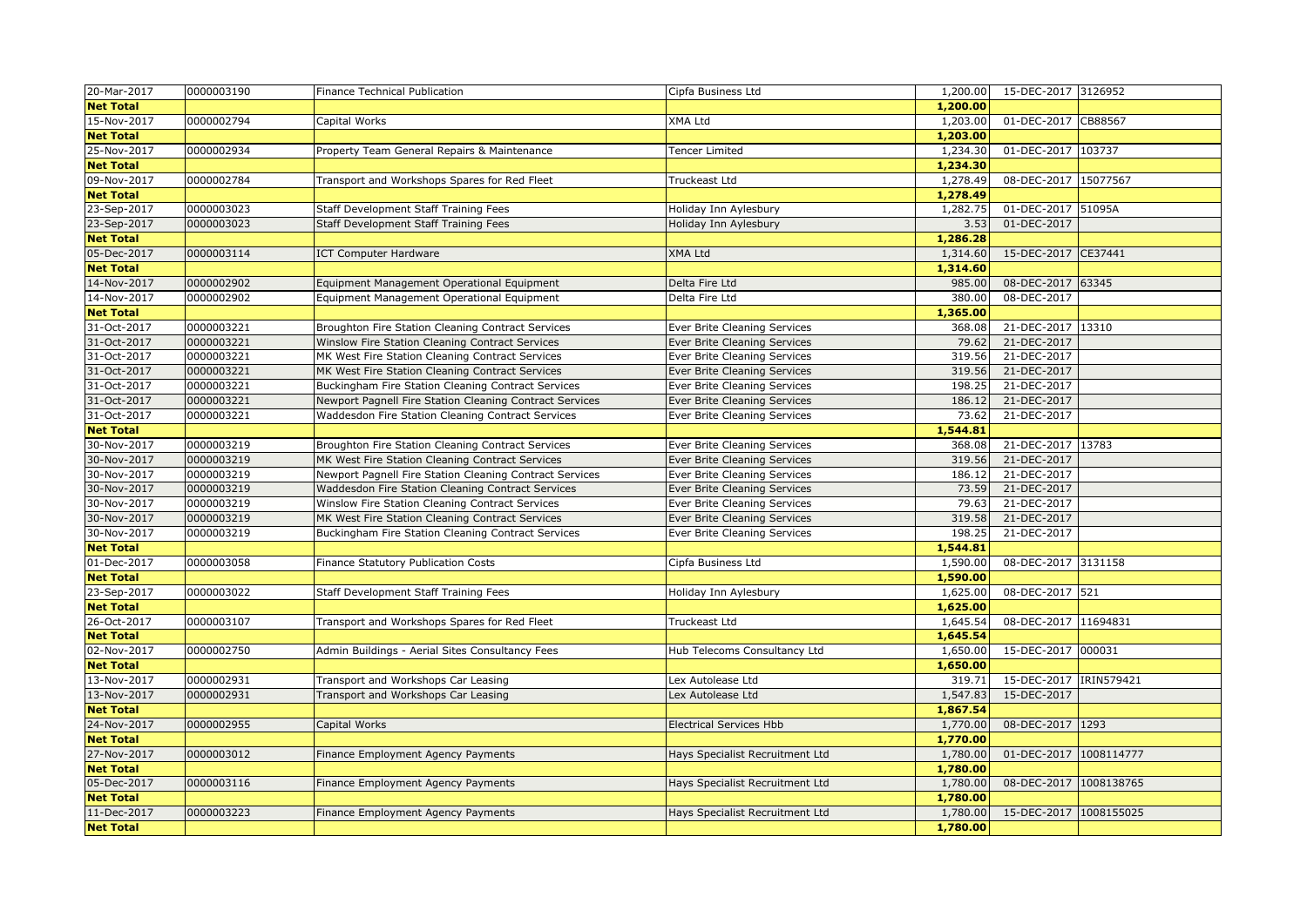| | | | | | | |
|---|---|---|---|---|---|---|
| 20-Mar-2017 | 0000003190 | Finance Technical Publication | Cipfa Business Ltd | 1,200.00 | 15-DEC-2017 | 3126952 |
| **Net Total** | | | | **1,200.00** | | |
| 15-Nov-2017 | 0000002794 | Capital Works | XMA Ltd | 1,203.00 | 01-DEC-2017 | CB88567 |
| **Net Total** | | | | **1,203.00** | | |
| 25-Nov-2017 | 0000002934 | Property Team General Repairs & Maintenance | Tencer Limited | 1,234.30 | 01-DEC-2017 | 103737 |
| **Net Total** | | | | **1,234.30** | | |
| 09-Nov-2017 | 0000002784 | Transport and Workshops Spares for Red Fleet | Truckeast Ltd | 1,278.49 | 08-DEC-2017 | 15077567 |
| **Net Total** | | | | **1,278.49** | | |
| 23-Sep-2017 | 0000003023 | Staff Development Staff Training Fees | Holiday Inn Aylesbury | 1,282.75 | 01-DEC-2017 | 51095A |
| 23-Sep-2017 | 0000003023 | Staff Development Staff Training Fees | Holiday Inn Aylesbury | 3.53 | 01-DEC-2017 | |
| **Net Total** | | | | **1,286.28** | | |
| 05-Dec-2017 | 0000003114 | ICT Computer Hardware | XMA Ltd | 1,314.60 | 15-DEC-2017 | CE37441 |
| **Net Total** | | | | **1,314.60** | | |
| 14-Nov-2017 | 0000002902 | Equipment Management Operational Equipment | Delta Fire Ltd | 985.00 | 08-DEC-2017 | 63345 |
| 14-Nov-2017 | 0000002902 | Equipment Management Operational Equipment | Delta Fire Ltd | 380.00 | 08-DEC-2017 | |
| **Net Total** | | | | **1,365.00** | | |
| 31-Oct-2017 | 0000003221 | Broughton Fire Station Cleaning Contract Services | Ever Brite Cleaning Services | 368.08 | 21-DEC-2017 | 13310 |
| 31-Oct-2017 | 0000003221 | Winslow Fire Station Cleaning Contract Services | Ever Brite Cleaning Services | 79.62 | 21-DEC-2017 | |
| 31-Oct-2017 | 0000003221 | MK West Fire Station Cleaning Contract Services | Ever Brite Cleaning Services | 319.56 | 21-DEC-2017 | |
| 31-Oct-2017 | 0000003221 | MK West Fire Station Cleaning Contract Services | Ever Brite Cleaning Services | 319.56 | 21-DEC-2017 | |
| 31-Oct-2017 | 0000003221 | Buckingham Fire Station Cleaning Contract Services | Ever Brite Cleaning Services | 198.25 | 21-DEC-2017 | |
| 31-Oct-2017 | 0000003221 | Newport Pagnell Fire Station Cleaning Contract Services | Ever Brite Cleaning Services | 186.12 | 21-DEC-2017 | |
| 31-Oct-2017 | 0000003221 | Waddesdon Fire Station Cleaning Contract Services | Ever Brite Cleaning Services | 73.62 | 21-DEC-2017 | |
| **Net Total** | | | | **1,544.81** | | |
| 30-Nov-2017 | 0000003219 | Broughton Fire Station Cleaning Contract Services | Ever Brite Cleaning Services | 368.08 | 21-DEC-2017 | 13783 |
| 30-Nov-2017 | 0000003219 | MK West Fire Station Cleaning Contract Services | Ever Brite Cleaning Services | 319.56 | 21-DEC-2017 | |
| 30-Nov-2017 | 0000003219 | Newport Pagnell Fire Station Cleaning Contract Services | Ever Brite Cleaning Services | 186.12 | 21-DEC-2017 | |
| 30-Nov-2017 | 0000003219 | Waddesdon Fire Station Cleaning Contract Services | Ever Brite Cleaning Services | 73.59 | 21-DEC-2017 | |
| 30-Nov-2017 | 0000003219 | Winslow Fire Station Cleaning Contract Services | Ever Brite Cleaning Services | 79.63 | 21-DEC-2017 | |
| 30-Nov-2017 | 0000003219 | MK West Fire Station Cleaning Contract Services | Ever Brite Cleaning Services | 319.58 | 21-DEC-2017 | |
| 30-Nov-2017 | 0000003219 | Buckingham Fire Station Cleaning Contract Services | Ever Brite Cleaning Services | 198.25 | 21-DEC-2017 | |
| **Net Total** | | | | **1,544.81** | | |
| 01-Dec-2017 | 0000003058 | Finance Statutory Publication Costs | Cipfa Business Ltd | 1,590.00 | 08-DEC-2017 | 3131158 |
| **Net Total** | | | | **1,590.00** | | |
| 23-Sep-2017 | 0000003022 | Staff Development Staff Training Fees | Holiday Inn Aylesbury | 1,625.00 | 08-DEC-2017 | 521 |
| **Net Total** | | | | **1,625.00** | | |
| 26-Oct-2017 | 0000003107 | Transport and Workshops Spares for Red Fleet | Truckeast Ltd | 1,645.54 | 08-DEC-2017 | 11694831 |
| **Net Total** | | | | **1,645.54** | | |
| 02-Nov-2017 | 0000002750 | Admin Buildings - Aerial Sites Consultancy Fees | Hub Telecoms Consultancy Ltd | 1,650.00 | 15-DEC-2017 | 000031 |
| **Net Total** | | | | **1,650.00** | | |
| 13-Nov-2017 | 0000002931 | Transport and Workshops Car Leasing | Lex Autolease Ltd | 319.71 | 15-DEC-2017 | IRIN579421 |
| 13-Nov-2017 | 0000002931 | Transport and Workshops Car Leasing | Lex Autolease Ltd | 1,547.83 | 15-DEC-2017 | |
| **Net Total** | | | | **1,867.54** | | |
| 24-Nov-2017 | 0000002955 | Capital Works | Electrical Services Hbb | 1,770.00 | 08-DEC-2017 | 1293 |
| **Net Total** | | | | **1,770.00** | | |
| 27-Nov-2017 | 0000003012 | Finance Employment Agency Payments | Hays Specialist Recruitment Ltd | 1,780.00 | 01-DEC-2017 | 1008114777 |
| **Net Total** | | | | **1,780.00** | | |
| 05-Dec-2017 | 0000003116 | Finance Employment Agency Payments | Hays Specialist Recruitment Ltd | 1,780.00 | 08-DEC-2017 | 1008138765 |
| **Net Total** | | | | **1,780.00** | | |
| 11-Dec-2017 | 0000003223 | Finance Employment Agency Payments | Hays Specialist Recruitment Ltd | 1,780.00 | 15-DEC-2017 | 1008155025 |
| **Net Total** | | | | **1,780.00** | | |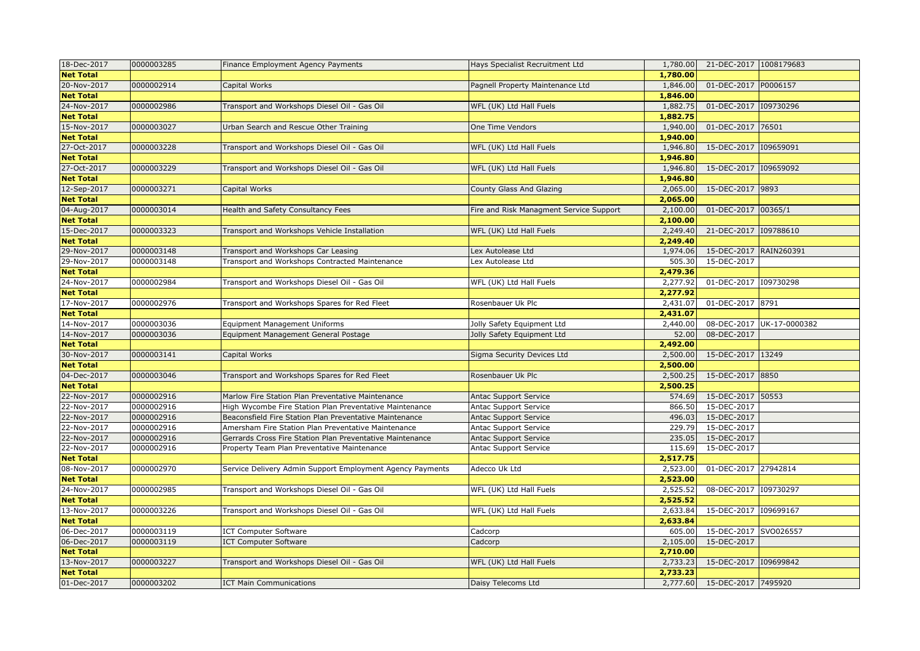| 18-Dec-2017 | 0000003285 | Finance Employment Agency Payments | Hays Specialist Recruitment Ltd | 1,780.00 | 21-DEC-2017 | 1008179683 |
|---|---|---|---|---|---|---|
| **Net Total** | | | | **1,780.00** | | |
| 20-Nov-2017 | 0000002914 | Capital Works | Pagnell Property Maintenance Ltd | 1,846.00 | 01-DEC-2017 | P0006157 |
| **Net Total** | | | | **1,846.00** | | |
| 24-Nov-2017 | 0000002986 | Transport and Workshops Diesel Oil - Gas Oil | WFL (UK) Ltd Hall Fuels | 1,882.75 | 01-DEC-2017 | I09730296 |
| **Net Total** | | | | **1,882.75** | | |
| 15-Nov-2017 | 0000003027 | Urban Search and Rescue Other Training | One Time Vendors | 1,940.00 | 01-DEC-2017 | 76501 |
| **Net Total** | | | | **1,940.00** | | |
| 27-Oct-2017 | 0000003228 | Transport and Workshops Diesel Oil - Gas Oil | WFL (UK) Ltd Hall Fuels | 1,946.80 | 15-DEC-2017 | I09659091 |
| **Net Total** | | | | **1,946.80** | | |
| 27-Oct-2017 | 0000003229 | Transport and Workshops Diesel Oil - Gas Oil | WFL (UK) Ltd Hall Fuels | 1,946.80 | 15-DEC-2017 | I09659092 |
| **Net Total** | | | | **1,946.80** | | |
| 12-Sep-2017 | 0000003271 | Capital Works | County Glass And Glazing | 2,065.00 | 15-DEC-2017 | 9893 |
| **Net Total** | | | | **2,065.00** | | |
| 04-Aug-2017 | 0000003014 | Health and Safety Consultancy Fees | Fire and Risk Managment Service Support | 2,100.00 | 01-DEC-2017 | 00365/1 |
| **Net Total** | | | | **2,100.00** | | |
| 15-Dec-2017 | 0000003323 | Transport and Workshops Vehicle Installation | WFL (UK) Ltd Hall Fuels | 2,249.40 | 21-DEC-2017 | I09788610 |
| **Net Total** | | | | **2,249.40** | | |
| 29-Nov-2017 | 0000003148 | Transport and Workshops Car Leasing | Lex Autolease Ltd | 1,974.06 | 15-DEC-2017 | RAIN260391 |
| 29-Nov-2017 | 0000003148 | Transport and Workshops Contracted Maintenance | Lex Autolease Ltd | 505.30 | 15-DEC-2017 | |
| **Net Total** | | | | **2,479.36** | | |
| 24-Nov-2017 | 0000002984 | Transport and Workshops Diesel Oil - Gas Oil | WFL (UK) Ltd Hall Fuels | 2,277.92 | 01-DEC-2017 | I09730298 |
| **Net Total** | | | | **2,277.92** | | |
| 17-Nov-2017 | 0000002976 | Transport and Workshops Spares for Red Fleet | Rosenbauer Uk Plc | 2,431.07 | 01-DEC-2017 | 8791 |
| **Net Total** | | | | **2,431.07** | | |
| 14-Nov-2017 | 0000003036 | Equipment Management Uniforms | Jolly Safety Equipment Ltd | 2,440.00 | 08-DEC-2017 | UK-17-0000382 |
| 14-Nov-2017 | 0000003036 | Equipment Management General Postage | Jolly Safety Equipment Ltd | 52.00 | 08-DEC-2017 | |
| **Net Total** | | | | **2,492.00** | | |
| 30-Nov-2017 | 0000003141 | Capital Works | Sigma Security Devices Ltd | 2,500.00 | 15-DEC-2017 | 13249 |
| **Net Total** | | | | **2,500.00** | | |
| 04-Dec-2017 | 0000003046 | Transport and Workshops Spares for Red Fleet | Rosenbauer Uk Plc | 2,500.25 | 15-DEC-2017 | 8850 |
| **Net Total** | | | | **2,500.25** | | |
| 22-Nov-2017 | 0000002916 | Marlow Fire Station Plan Preventative Maintenance | Antac Support Service | 574.69 | 15-DEC-2017 | 50553 |
| 22-Nov-2017 | 0000002916 | High Wycombe Fire Station Plan Preventative Maintenance | Antac Support Service | 866.50 | 15-DEC-2017 | |
| 22-Nov-2017 | 0000002916 | Beaconsfield Fire Station Plan Preventative Maintenance | Antac Support Service | 496.03 | 15-DEC-2017 | |
| 22-Nov-2017 | 0000002916 | Amersham Fire Station Plan Preventative Maintenance | Antac Support Service | 229.79 | 15-DEC-2017 | |
| 22-Nov-2017 | 0000002916 | Gerrards Cross Fire Station Plan Preventative Maintenance | Antac Support Service | 235.05 | 15-DEC-2017 | |
| 22-Nov-2017 | 0000002916 | Property Team Plan Preventative Maintenance | Antac Support Service | 115.69 | 15-DEC-2017 | |
| **Net Total** | | | | **2,517.75** | | |
| 08-Nov-2017 | 0000002970 | Service Delivery Admin Support Employment Agency Payments | Adecco Uk Ltd | 2,523.00 | 01-DEC-2017 | 27942814 |
| **Net Total** | | | | **2,523.00** | | |
| 24-Nov-2017 | 0000002985 | Transport and Workshops Diesel Oil - Gas Oil | WFL (UK) Ltd Hall Fuels | 2,525.52 | 08-DEC-2017 | I09730297 |
| **Net Total** | | | | **2,525.52** | | |
| 13-Nov-2017 | 0000003226 | Transport and Workshops Diesel Oil - Gas Oil | WFL (UK) Ltd Hall Fuels | 2,633.84 | 15-DEC-2017 | I09699167 |
| **Net Total** | | | | **2,633.84** | | |
| 06-Dec-2017 | 0000003119 | ICT Computer Software | Cadcorp | 605.00 | 15-DEC-2017 | SVO026557 |
| 06-Dec-2017 | 0000003119 | ICT Computer Software | Cadcorp | 2,105.00 | 15-DEC-2017 | |
| **Net Total** | | | | **2,710.00** | | |
| 13-Nov-2017 | 0000003227 | Transport and Workshops Diesel Oil - Gas Oil | WFL (UK) Ltd Hall Fuels | 2,733.23 | 15-DEC-2017 | I09699842 |
| **Net Total** | | | | **2,733.23** | | |
| 01-Dec-2017 | 0000003202 | ICT Main Communications | Daisy Telecoms Ltd | 2,777.60 | 15-DEC-2017 | 7495920 |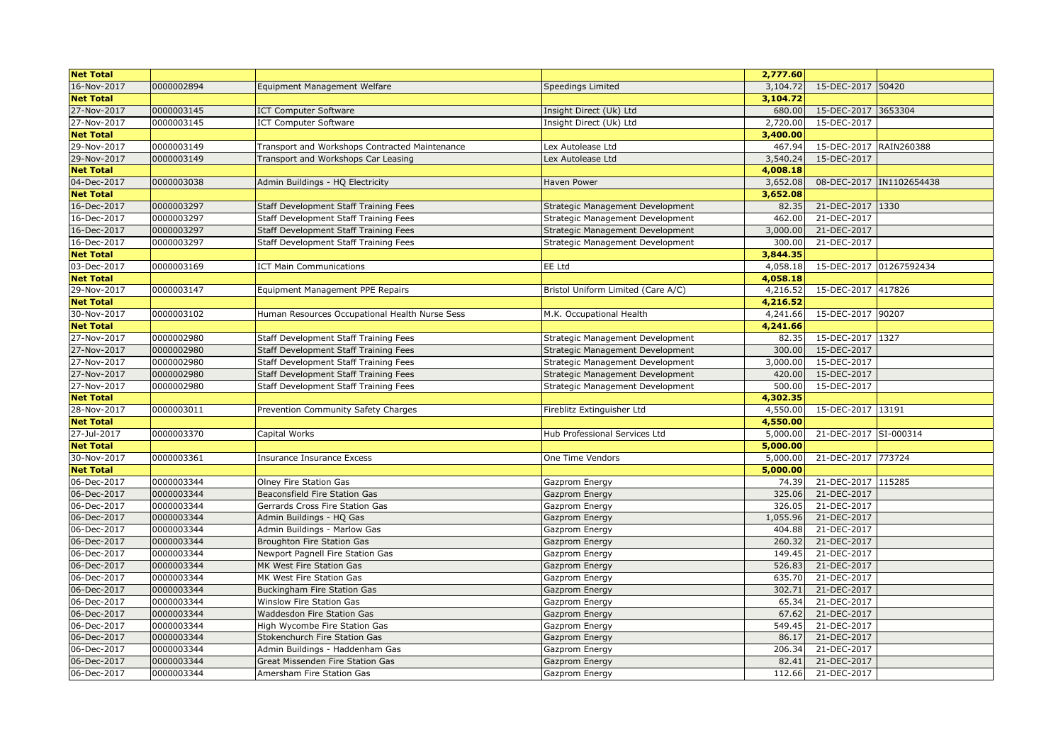| Net Total | | | | 2,777.60 | | |
|---|---|---|---|---|---|---|
| 16-Nov-2017 | 0000002894 | Equipment Management Welfare | Speedings Limited | 3,104.72 | 15-DEC-2017 | 50420 |
| Net Total | | | | 3,104.72 | | |
| 27-Nov-2017 | 0000003145 | ICT Computer Software | Insight Direct (Uk) Ltd | 680.00 | 15-DEC-2017 | 3653304 |
| 27-Nov-2017 | 0000003145 | ICT Computer Software | Insight Direct (Uk) Ltd | 2,720.00 | 15-DEC-2017 | |
| Net Total | | | | 3,400.00 | | |
| 29-Nov-2017 | 0000003149 | Transport and Workshops Contracted Maintenance | Lex Autolease Ltd | 467.94 | 15-DEC-2017 | RAIN260388 |
| 29-Nov-2017 | 0000003149 | Transport and Workshops Car Leasing | Lex Autolease Ltd | 3,540.24 | 15-DEC-2017 | |
| Net Total | | | | 4,008.18 | | |
| 04-Dec-2017 | 0000003038 | Admin Buildings - HQ Electricity | Haven Power | 3,652.08 | 08-DEC-2017 | IN1102654438 |
| Net Total | | | | 3,652.08 | | |
| 16-Dec-2017 | 0000003297 | Staff Development Staff Training Fees | Strategic Management Development | 82.35 | 21-DEC-2017 | 1330 |
| 16-Dec-2017 | 0000003297 | Staff Development Staff Training Fees | Strategic Management Development | 462.00 | 21-DEC-2017 | |
| 16-Dec-2017 | 0000003297 | Staff Development Staff Training Fees | Strategic Management Development | 3,000.00 | 21-DEC-2017 | |
| 16-Dec-2017 | 0000003297 | Staff Development Staff Training Fees | Strategic Management Development | 300.00 | 21-DEC-2017 | |
| Net Total | | | | 3,844.35 | | |
| 03-Dec-2017 | 0000003169 | ICT Main Communications | EE Ltd | 4,058.18 | 15-DEC-2017 | 01267592434 |
| Net Total | | | | 4,058.18 | | |
| 29-Nov-2017 | 0000003147 | Equipment Management PPE Repairs | Bristol Uniform Limited (Care A/C) | 4,216.52 | 15-DEC-2017 | 417826 |
| Net Total | | | | 4,216.52 | | |
| 30-Nov-2017 | 0000003102 | Human Resources Occupational Health Nurse Sess | M.K. Occupational Health | 4,241.66 | 15-DEC-2017 | 90207 |
| Net Total | | | | 4,241.66 | | |
| 27-Nov-2017 | 0000002980 | Staff Development Staff Training Fees | Strategic Management Development | 82.35 | 15-DEC-2017 | 1327 |
| 27-Nov-2017 | 0000002980 | Staff Development Staff Training Fees | Strategic Management Development | 300.00 | 15-DEC-2017 | |
| 27-Nov-2017 | 0000002980 | Staff Development Staff Training Fees | Strategic Management Development | 3,000.00 | 15-DEC-2017 | |
| 27-Nov-2017 | 0000002980 | Staff Development Staff Training Fees | Strategic Management Development | 420.00 | 15-DEC-2017 | |
| 27-Nov-2017 | 0000002980 | Staff Development Staff Training Fees | Strategic Management Development | 500.00 | 15-DEC-2017 | |
| Net Total | | | | 4,302.35 | | |
| 28-Nov-2017 | 0000003011 | Prevention Community Safety Charges | Fireblitz Extinguisher Ltd | 4,550.00 | 15-DEC-2017 | 13191 |
| Net Total | | | | 4,550.00 | | |
| 27-Jul-2017 | 0000003370 | Capital Works | Hub Professional Services Ltd | 5,000.00 | 21-DEC-2017 | SI-000314 |
| Net Total | | | | 5,000.00 | | |
| 30-Nov-2017 | 0000003361 | Insurance Insurance Excess | One Time Vendors | 5,000.00 | 21-DEC-2017 | 773724 |
| Net Total | | | | 5,000.00 | | |
| 06-Dec-2017 | 0000003344 | Olney Fire Station Gas | Gazprom Energy | 74.39 | 21-DEC-2017 | 115285 |
| 06-Dec-2017 | 0000003344 | Beaconsfield Fire Station Gas | Gazprom Energy | 325.06 | 21-DEC-2017 | |
| 06-Dec-2017 | 0000003344 | Gerrards Cross Fire Station Gas | Gazprom Energy | 326.05 | 21-DEC-2017 | |
| 06-Dec-2017 | 0000003344 | Admin Buildings - HQ Gas | Gazprom Energy | 1,055.96 | 21-DEC-2017 | |
| 06-Dec-2017 | 0000003344 | Admin Buildings - Marlow Gas | Gazprom Energy | 404.88 | 21-DEC-2017 | |
| 06-Dec-2017 | 0000003344 | Broughton Fire Station Gas | Gazprom Energy | 260.32 | 21-DEC-2017 | |
| 06-Dec-2017 | 0000003344 | Newport Pagnell Fire Station Gas | Gazprom Energy | 149.45 | 21-DEC-2017 | |
| 06-Dec-2017 | 0000003344 | MK West Fire Station Gas | Gazprom Energy | 526.83 | 21-DEC-2017 | |
| 06-Dec-2017 | 0000003344 | MK West Fire Station Gas | Gazprom Energy | 635.70 | 21-DEC-2017 | |
| 06-Dec-2017 | 0000003344 | Buckingham Fire Station Gas | Gazprom Energy | 302.71 | 21-DEC-2017 | |
| 06-Dec-2017 | 0000003344 | Winslow Fire Station Gas | Gazprom Energy | 65.34 | 21-DEC-2017 | |
| 06-Dec-2017 | 0000003344 | Waddesdon Fire Station Gas | Gazprom Energy | 67.62 | 21-DEC-2017 | |
| 06-Dec-2017 | 0000003344 | High Wycombe Fire Station Gas | Gazprom Energy | 549.45 | 21-DEC-2017 | |
| 06-Dec-2017 | 0000003344 | Stokenchurch Fire Station Gas | Gazprom Energy | 86.17 | 21-DEC-2017 | |
| 06-Dec-2017 | 0000003344 | Admin Buildings - Haddenham Gas | Gazprom Energy | 206.34 | 21-DEC-2017 | |
| 06-Dec-2017 | 0000003344 | Great Missenden Fire Station Gas | Gazprom Energy | 82.41 | 21-DEC-2017 | |
| 06-Dec-2017 | 0000003344 | Amersham Fire Station Gas | Gazprom Energy | 112.66 | 21-DEC-2017 | |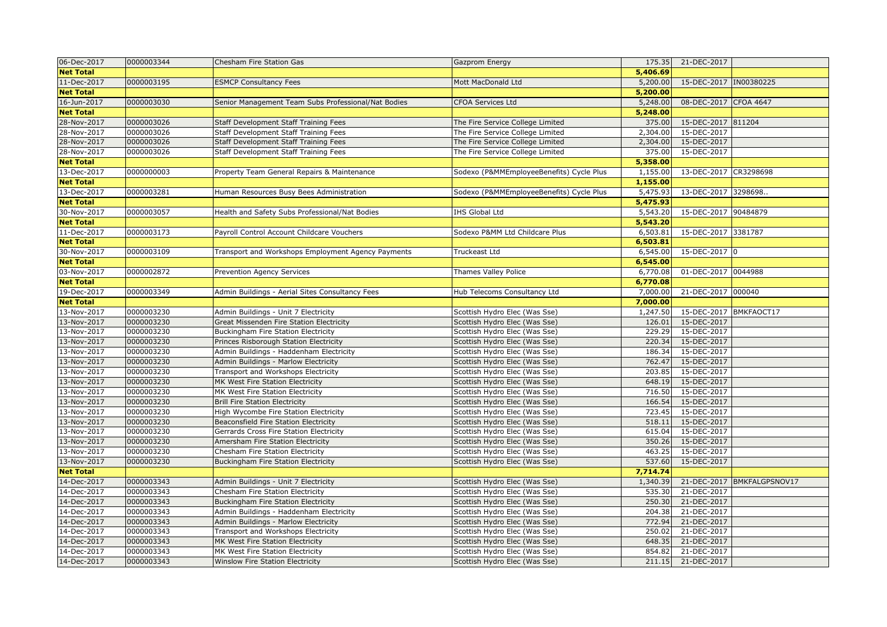| | | | | | | |
|---|---|---|---|---|---|---|
| 06-Dec-2017 | 0000003344 | Chesham Fire Station Gas | Gazprom Energy | 175.35 | 21-DEC-2017 | |
| **Net Total** | | | | **5,406.69** | | |
| 11-Dec-2017 | 0000003195 | ESMCP Consultancy Fees | Mott MacDonald Ltd | 5,200.00 | 15-DEC-2017 | IN00380225 |
| **Net Total** | | | | **5,200.00** | | |
| 16-Jun-2017 | 0000003030 | Senior Management Team Subs Professional/Nat Bodies | CFOA Services Ltd | 5,248.00 | 08-DEC-2017 | CFOA 4647 |
| **Net Total** | | | | **5,248.00** | | |
| 28-Nov-2017 | 0000003026 | Staff Development Staff Training Fees | The Fire Service College Limited | 375.00 | 15-DEC-2017 | 811204 |
| 28-Nov-2017 | 0000003026 | Staff Development Staff Training Fees | The Fire Service College Limited | 2,304.00 | 15-DEC-2017 | |
| 28-Nov-2017 | 0000003026 | Staff Development Staff Training Fees | The Fire Service College Limited | 2,304.00 | 15-DEC-2017 | |
| 28-Nov-2017 | 0000003026 | Staff Development Staff Training Fees | The Fire Service College Limited | 375.00 | 15-DEC-2017 | |
| **Net Total** | | | | **5,358.00** | | |
| 13-Dec-2017 | 0000000003 | Property Team General Repairs & Maintenance | Sodexo (P&MMEmployeeBenefits) Cycle Plus | 1,155.00 | 13-DEC-2017 | CR3298698 |
| **Net Total** | | | | **1,155.00** | | |
| 13-Dec-2017 | 0000003281 | Human Resources Busy Bees Administration | Sodexo (P&MMEmployeeBenefits) Cycle Plus | 5,475.93 | 13-DEC-2017 | 3298698.. |
| **Net Total** | | | | **5,475.93** | | |
| 30-Nov-2017 | 0000003057 | Health and Safety Subs Professional/Nat Bodies | IHS Global Ltd | 5,543.20 | 15-DEC-2017 | 90484879 |
| **Net Total** | | | | **5,543.20** | | |
| 11-Dec-2017 | 0000003173 | Payroll Control Account Childcare Vouchers | Sodexo P&MM Ltd Childcare Plus | 6,503.81 | 15-DEC-2017 | 3381787 |
| **Net Total** | | | | **6,503.81** | | |
| 30-Nov-2017 | 0000003109 | Transport and Workshops Employment Agency Payments | Truckeast Ltd | 6,545.00 | 15-DEC-2017 | 0 |
| **Net Total** | | | | **6,545.00** | | |
| 03-Nov-2017 | 0000002872 | Prevention Agency Services | Thames Valley Police | 6,770.08 | 01-DEC-2017 | 0044988 |
| **Net Total** | | | | **6,770.08** | | |
| 19-Dec-2017 | 0000003349 | Admin Buildings - Aerial Sites Consultancy Fees | Hub Telecoms Consultancy Ltd | 7,000.00 | 21-DEC-2017 | 000040 |
| **Net Total** | | | | **7,000.00** | | |
| 13-Nov-2017 | 0000003230 | Admin Buildings - Unit 7 Electricity | Scottish Hydro Elec (Was Sse) | 1,247.50 | 15-DEC-2017 | BMKFAOCT17 |
| 13-Nov-2017 | 0000003230 | Great Missenden Fire Station Electricity | Scottish Hydro Elec (Was Sse) | 126.01 | 15-DEC-2017 | |
| 13-Nov-2017 | 0000003230 | Buckingham Fire Station Electricity | Scottish Hydro Elec (Was Sse) | 229.29 | 15-DEC-2017 | |
| 13-Nov-2017 | 0000003230 | Princes Risborough Station Electricity | Scottish Hydro Elec (Was Sse) | 220.34 | 15-DEC-2017 | |
| 13-Nov-2017 | 0000003230 | Admin Buildings - Haddenham Electricity | Scottish Hydro Elec (Was Sse) | 186.34 | 15-DEC-2017 | |
| 13-Nov-2017 | 0000003230 | Admin Buildings - Marlow Electricity | Scottish Hydro Elec (Was Sse) | 762.47 | 15-DEC-2017 | |
| 13-Nov-2017 | 0000003230 | Transport and Workshops Electricity | Scottish Hydro Elec (Was Sse) | 203.85 | 15-DEC-2017 | |
| 13-Nov-2017 | 0000003230 | MK West Fire Station Electricity | Scottish Hydro Elec (Was Sse) | 648.19 | 15-DEC-2017 | |
| 13-Nov-2017 | 0000003230 | MK West Fire Station Electricity | Scottish Hydro Elec (Was Sse) | 716.50 | 15-DEC-2017 | |
| 13-Nov-2017 | 0000003230 | Brill Fire Station Electricity | Scottish Hydro Elec (Was Sse) | 166.54 | 15-DEC-2017 | |
| 13-Nov-2017 | 0000003230 | High Wycombe Fire Station Electricity | Scottish Hydro Elec (Was Sse) | 723.45 | 15-DEC-2017 | |
| 13-Nov-2017 | 0000003230 | Beaconsfield Fire Station Electricity | Scottish Hydro Elec (Was Sse) | 518.11 | 15-DEC-2017 | |
| 13-Nov-2017 | 0000003230 | Gerrards Cross Fire Station Electricity | Scottish Hydro Elec (Was Sse) | 615.04 | 15-DEC-2017 | |
| 13-Nov-2017 | 0000003230 | Amersham Fire Station Electricity | Scottish Hydro Elec (Was Sse) | 350.26 | 15-DEC-2017 | |
| 13-Nov-2017 | 0000003230 | Chesham Fire Station Electricity | Scottish Hydro Elec (Was Sse) | 463.25 | 15-DEC-2017 | |
| 13-Nov-2017 | 0000003230 | Buckingham Fire Station Electricity | Scottish Hydro Elec (Was Sse) | 537.60 | 15-DEC-2017 | |
| **Net Total** | | | | **7,714.74** | | |
| 14-Dec-2017 | 0000003343 | Admin Buildings - Unit 7 Electricity | Scottish Hydro Elec (Was Sse) | 1,340.39 | 21-DEC-2017 | BMKFALGPSNOV17 |
| 14-Dec-2017 | 0000003343 | Chesham Fire Station Electricity | Scottish Hydro Elec (Was Sse) | 535.30 | 21-DEC-2017 | |
| 14-Dec-2017 | 0000003343 | Buckingham Fire Station Electricity | Scottish Hydro Elec (Was Sse) | 250.30 | 21-DEC-2017 | |
| 14-Dec-2017 | 0000003343 | Admin Buildings - Haddenham Electricity | Scottish Hydro Elec (Was Sse) | 204.38 | 21-DEC-2017 | |
| 14-Dec-2017 | 0000003343 | Admin Buildings - Marlow Electricity | Scottish Hydro Elec (Was Sse) | 772.94 | 21-DEC-2017 | |
| 14-Dec-2017 | 0000003343 | Transport and Workshops Electricity | Scottish Hydro Elec (Was Sse) | 250.02 | 21-DEC-2017 | |
| 14-Dec-2017 | 0000003343 | MK West Fire Station Electricity | Scottish Hydro Elec (Was Sse) | 648.35 | 21-DEC-2017 | |
| 14-Dec-2017 | 0000003343 | MK West Fire Station Electricity | Scottish Hydro Elec (Was Sse) | 854.82 | 21-DEC-2017 | |
| 14-Dec-2017 | 0000003343 | Winslow Fire Station Electricity | Scottish Hydro Elec (Was Sse) | 211.15 | 21-DEC-2017 | |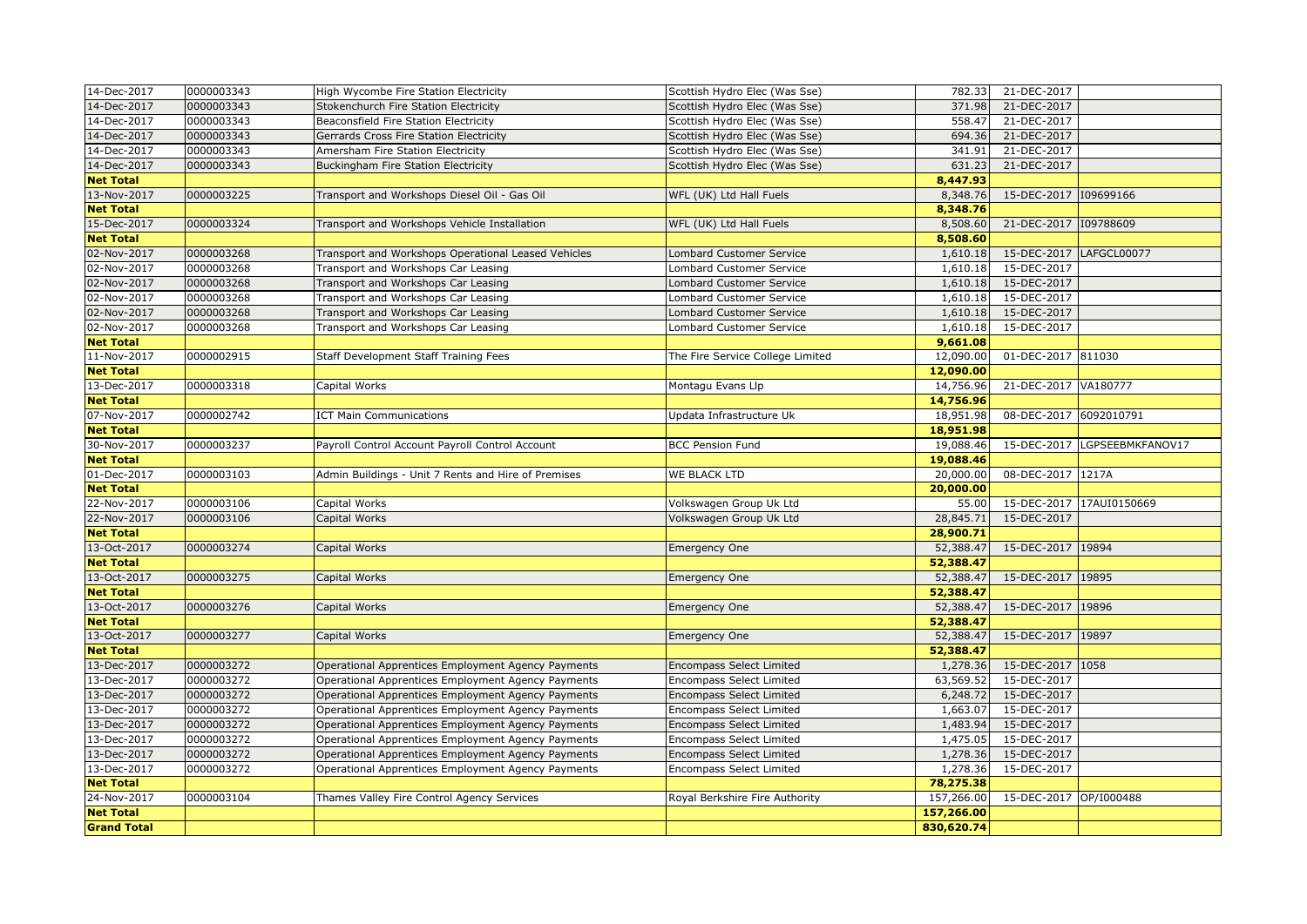| | | | | | | |
|---|---|---|---|---|---|---|
| 14-Dec-2017 | 0000003343 | High Wycombe Fire Station Electricity | Scottish Hydro Elec (Was Sse) | 782.33 | 21-DEC-2017 | |
| 14-Dec-2017 | 0000003343 | Stokenchurch Fire Station Electricity | Scottish Hydro Elec (Was Sse) | 371.98 | 21-DEC-2017 | |
| 14-Dec-2017 | 0000003343 | Beaconsfield Fire Station Electricity | Scottish Hydro Elec (Was Sse) | 558.47 | 21-DEC-2017 | |
| 14-Dec-2017 | 0000003343 | Gerrards Cross Fire Station Electricity | Scottish Hydro Elec (Was Sse) | 694.36 | 21-DEC-2017 | |
| 14-Dec-2017 | 0000003343 | Amersham Fire Station Electricity | Scottish Hydro Elec (Was Sse) | 341.91 | 21-DEC-2017 | |
| 14-Dec-2017 | 0000003343 | Buckingham Fire Station Electricity | Scottish Hydro Elec (Was Sse) | 631.23 | 21-DEC-2017 | |
| **Net Total** | | | | **8,447.93** | | |
| 13-Nov-2017 | 0000003225 | Transport and Workshops Diesel Oil - Gas Oil | WFL (UK) Ltd Hall Fuels | 8,348.76 | 15-DEC-2017 | I09699166 |
| **Net Total** | | | | **8,348.76** | | |
| 15-Dec-2017 | 0000003324 | Transport and Workshops Vehicle Installation | WFL (UK) Ltd Hall Fuels | 8,508.60 | 21-DEC-2017 | I09788609 |
| **Net Total** | | | | **8,508.60** | | |
| 02-Nov-2017 | 0000003268 | Transport and Workshops Operational Leased Vehicles | Lombard Customer Service | 1,610.18 | 15-DEC-2017 | LAFGCL00077 |
| 02-Nov-2017 | 0000003268 | Transport and Workshops Car Leasing | Lombard Customer Service | 1,610.18 | 15-DEC-2017 | |
| 02-Nov-2017 | 0000003268 | Transport and Workshops Car Leasing | Lombard Customer Service | 1,610.18 | 15-DEC-2017 | |
| 02-Nov-2017 | 0000003268 | Transport and Workshops Car Leasing | Lombard Customer Service | 1,610.18 | 15-DEC-2017 | |
| 02-Nov-2017 | 0000003268 | Transport and Workshops Car Leasing | Lombard Customer Service | 1,610.18 | 15-DEC-2017 | |
| 02-Nov-2017 | 0000003268 | Transport and Workshops Car Leasing | Lombard Customer Service | 1,610.18 | 15-DEC-2017 | |
| **Net Total** | | | | **9,661.08** | | |
| 11-Nov-2017 | 0000002915 | Staff Development Staff Training Fees | The Fire Service College Limited | 12,090.00 | 01-DEC-2017 | 811030 |
| **Net Total** | | | | **12,090.00** | | |
| 13-Dec-2017 | 0000003318 | Capital Works | Montagu Evans Llp | 14,756.96 | 21-DEC-2017 | VA180777 |
| **Net Total** | | | | **14,756.96** | | |
| 07-Nov-2017 | 0000002742 | ICT Main Communications | Updata Infrastructure Uk | 18,951.98 | 08-DEC-2017 | 6092010791 |
| **Net Total** | | | | **18,951.98** | | |
| 30-Nov-2017 | 0000003237 | Payroll Control Account Payroll Control Account | BCC Pension Fund | 19,088.46 | 15-DEC-2017 | LGPSEEBMKFANOV17 |
| **Net Total** | | | | **19,088.46** | | |
| 01-Dec-2017 | 0000003103 | Admin Buildings - Unit 7 Rents and Hire of Premises | WE BLACK LTD | 20,000.00 | 08-DEC-2017 | 1217A |
| **Net Total** | | | | **20,000.00** | | |
| 22-Nov-2017 | 0000003106 | Capital Works | Volkswagen Group Uk Ltd | 55.00 | 15-DEC-2017 | 17AUI0150669 |
| 22-Nov-2017 | 0000003106 | Capital Works | Volkswagen Group Uk Ltd | 28,845.71 | 15-DEC-2017 | |
| **Net Total** | | | | **28,900.71** | | |
| 13-Oct-2017 | 0000003274 | Capital Works | Emergency One | 52,388.47 | 15-DEC-2017 | 19894 |
| **Net Total** | | | | **52,388.47** | | |
| 13-Oct-2017 | 0000003275 | Capital Works | Emergency One | 52,388.47 | 15-DEC-2017 | 19895 |
| **Net Total** | | | | **52,388.47** | | |
| 13-Oct-2017 | 0000003276 | Capital Works | Emergency One | 52,388.47 | 15-DEC-2017 | 19896 |
| **Net Total** | | | | **52,388.47** | | |
| 13-Oct-2017 | 0000003277 | Capital Works | Emergency One | 52,388.47 | 15-DEC-2017 | 19897 |
| **Net Total** | | | | **52,388.47** | | |
| 13-Dec-2017 | 0000003272 | Operational Apprentices Employment Agency Payments | Encompass Select Limited | 1,278.36 | 15-DEC-2017 | 1058 |
| 13-Dec-2017 | 0000003272 | Operational Apprentices Employment Agency Payments | Encompass Select Limited | 63,569.52 | 15-DEC-2017 | |
| 13-Dec-2017 | 0000003272 | Operational Apprentices Employment Agency Payments | Encompass Select Limited | 6,248.72 | 15-DEC-2017 | |
| 13-Dec-2017 | 0000003272 | Operational Apprentices Employment Agency Payments | Encompass Select Limited | 1,663.07 | 15-DEC-2017 | |
| 13-Dec-2017 | 0000003272 | Operational Apprentices Employment Agency Payments | Encompass Select Limited | 1,483.94 | 15-DEC-2017 | |
| 13-Dec-2017 | 0000003272 | Operational Apprentices Employment Agency Payments | Encompass Select Limited | 1,475.05 | 15-DEC-2017 | |
| 13-Dec-2017 | 0000003272 | Operational Apprentices Employment Agency Payments | Encompass Select Limited | 1,278.36 | 15-DEC-2017 | |
| 13-Dec-2017 | 0000003272 | Operational Apprentices Employment Agency Payments | Encompass Select Limited | 1,278.36 | 15-DEC-2017 | |
| **Net Total** | | | | **78,275.38** | | |
| 24-Nov-2017 | 0000003104 | Thames Valley Fire Control Agency Services | Royal Berkshire Fire Authority | 157,266.00 | 15-DEC-2017 | OP/I000488 |
| **Net Total** | | | | **157,266.00** | | |
| **Grand Total** | | | | **830,620.74** | | |